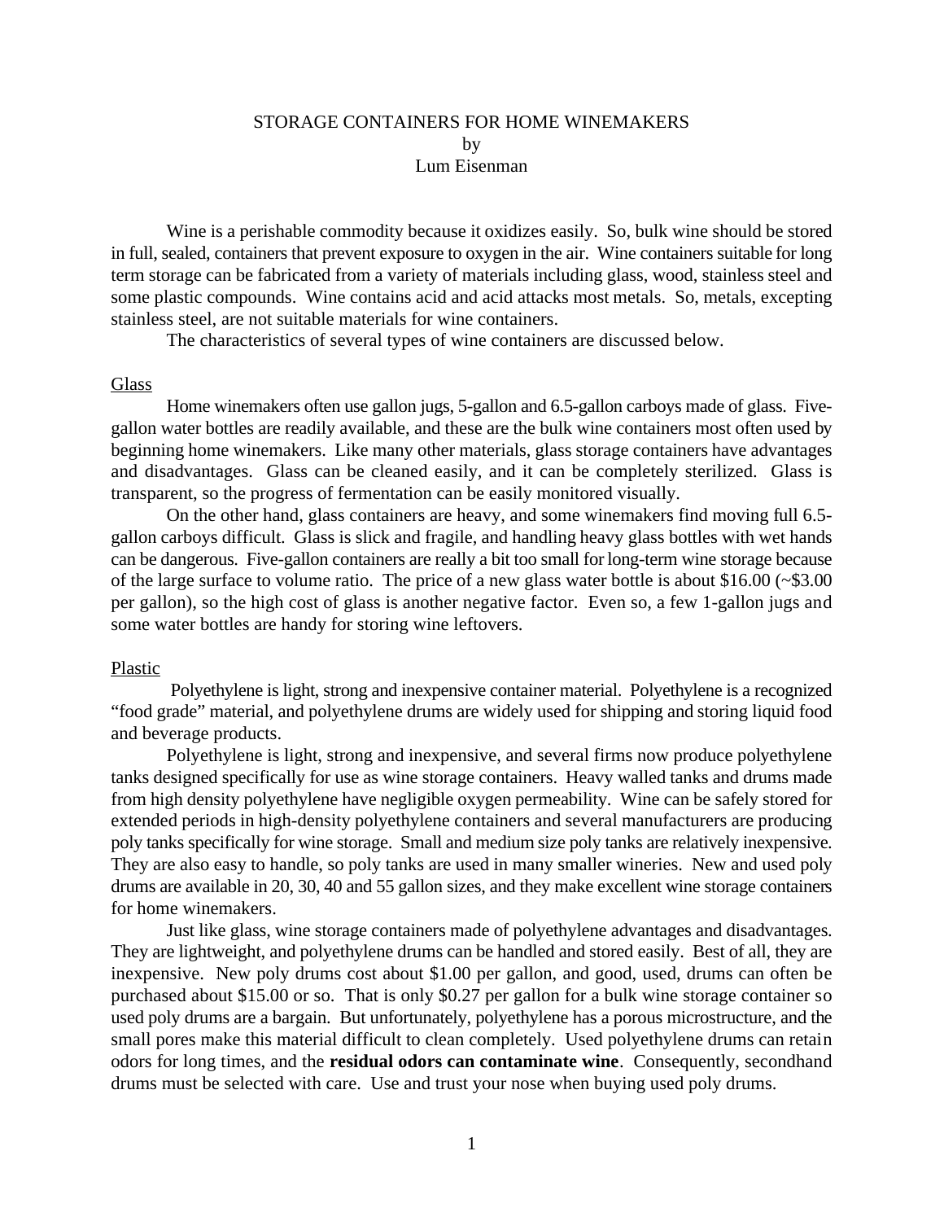# STORAGE CONTAINERS FOR HOME WINEMAKERS

by

Lum Eisenman

Wine is a perishable commodity because it oxidizes easily. So, bulk wine should be stored in full, sealed, containers that prevent exposure to oxygen in the air. Wine containers suitable for long term storage can be fabricated from a variety of materials including glass, wood, stainless steel and some plastic compounds. Wine contains acid and acid attacks most metals. So, metals, excepting stainless steel, are not suitable materials for wine containers.

The characteristics of several types of wine containers are discussed below.

## Glass

Home winemakers often use gallon jugs, 5-gallon and 6.5-gallon carboys made of glass. Five-gallon water bottles are readily available, and these are the bulk wine containers most often used by beginning home winemakers. Like many other materials, glass storage containers have advantages and disadvantages. Glass can be cleaned easily, and it can be completely sterilized. Glass is transparent, so the progress of fermentation can be easily monitored visually.

On the other hand, glass containers are heavy, and some winemakers find moving full 6.5-gallon carboys difficult. Glass is slick and fragile, and handling heavy glass bottles with wet hands can be dangerous. Five-gallon containers are really a bit too small for long-term wine storage because of the large surface to volume ratio. The price of a new glass water bottle is about $16.00 (~$3.00 per gallon), so the high cost of glass is another negative factor. Even so, a few 1-gallon jugs and some water bottles are handy for storing wine leftovers.

## Plastic

Polyethylene is light, strong and inexpensive container material. Polyethylene is a recognized "food grade" material, and polyethylene drums are widely used for shipping and storing liquid food and beverage products.

Polyethylene is light, strong and inexpensive, and several firms now produce polyethylene tanks designed specifically for use as wine storage containers. Heavy walled tanks and drums made from high density polyethylene have negligible oxygen permeability. Wine can be safely stored for extended periods in high-density polyethylene containers and several manufacturers are producing poly tanks specifically for wine storage. Small and medium size poly tanks are relatively inexpensive. They are also easy to handle, so poly tanks are used in many smaller wineries. New and used poly drums are available in 20, 30, 40 and 55 gallon sizes, and they make excellent wine storage containers for home winemakers.

Just like glass, wine storage containers made of polyethylene advantages and disadvantages. They are lightweight, and polyethylene drums can be handled and stored easily. Best of all, they are inexpensive. New poly drums cost about $1.00 per gallon, and good, used, drums can often be purchased about $15.00 or so. That is only $0.27 per gallon for a bulk wine storage container so used poly drums are a bargain. But unfortunately, polyethylene has a porous microstructure, and the small pores make this material difficult to clean completely. Used polyethylene drums can retain odors for long times, and the **residual odors can contaminate wine**. Consequently, secondhand drums must be selected with care. Use and trust your nose when buying used poly drums.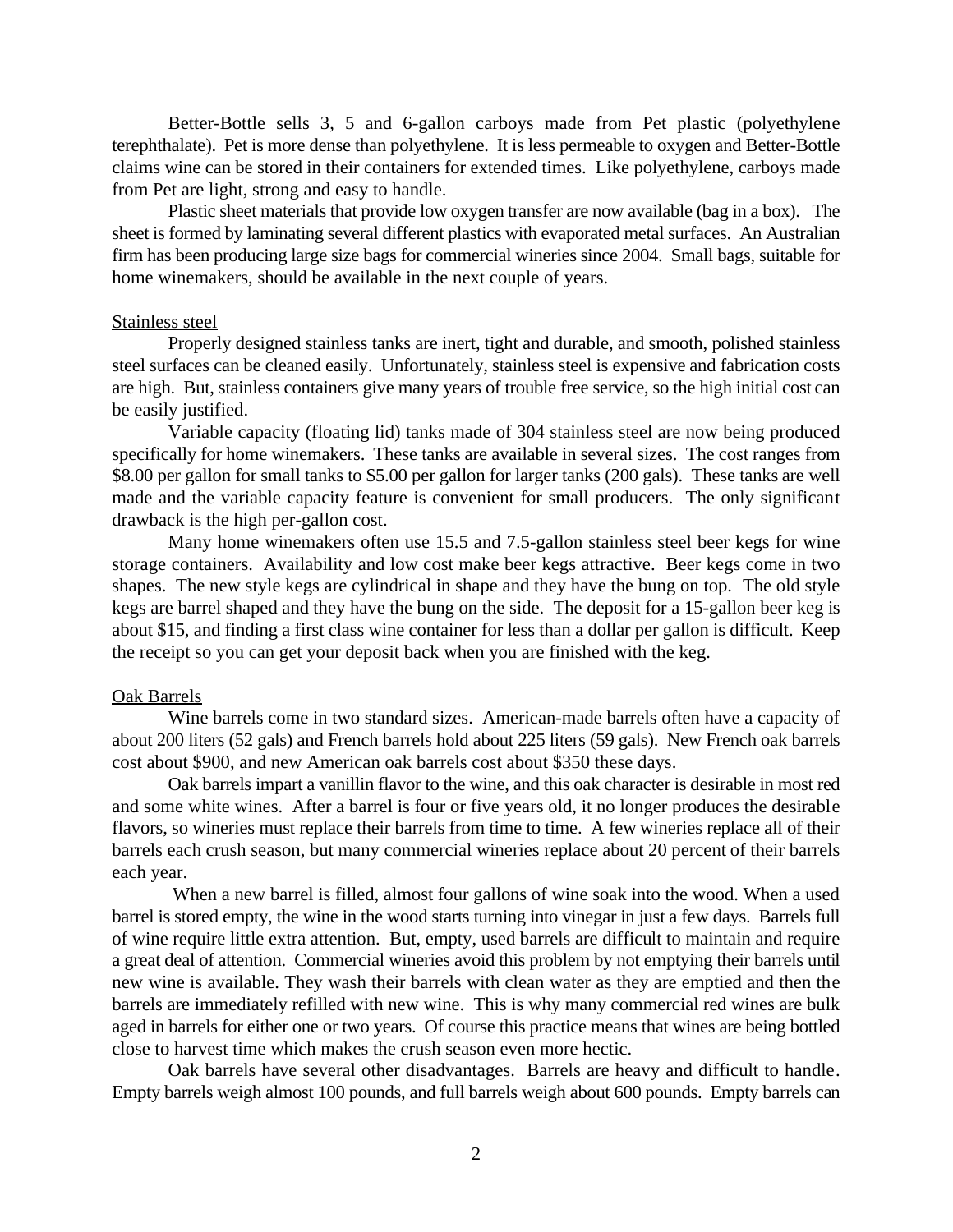Better-Bottle sells 3, 5 and 6-gallon carboys made from Pet plastic (polyethylene terephthalate). Pet is more dense than polyethylene. It is less permeable to oxygen and Better-Bottle claims wine can be stored in their containers for extended times. Like polyethylene, carboys made from Pet are light, strong and easy to handle.

Plastic sheet materials that provide low oxygen transfer are now available (bag in a box). The sheet is formed by laminating several different plastics with evaporated metal surfaces. An Australian firm has been producing large size bags for commercial wineries since 2004. Small bags, suitable for home winemakers, should be available in the next couple of years.

Stainless steel

Properly designed stainless tanks are inert, tight and durable, and smooth, polished stainless steel surfaces can be cleaned easily. Unfortunately, stainless steel is expensive and fabrication costs are high. But, stainless containers give many years of trouble free service, so the high initial cost can be easily justified.

Variable capacity (floating lid) tanks made of 304 stainless steel are now being produced specifically for home winemakers. These tanks are available in several sizes. The cost ranges from \$8.00 per gallon for small tanks to \$5.00 per gallon for larger tanks (200 gals). These tanks are well made and the variable capacity feature is convenient for small producers. The only significant drawback is the high per-gallon cost.

Many home winemakers often use 15.5 and 7.5-gallon stainless steel beer kegs for wine storage containers. Availability and low cost make beer kegs attractive. Beer kegs come in two shapes. The new style kegs are cylindrical in shape and they have the bung on top. The old style kegs are barrel shaped and they have the bung on the side. The deposit for a 15-gallon beer keg is about \$15, and finding a first class wine container for less than a dollar per gallon is difficult. Keep the receipt so you can get your deposit back when you are finished with the keg.

Oak Barrels

Wine barrels come in two standard sizes. American-made barrels often have a capacity of about 200 liters (52 gals) and French barrels hold about 225 liters (59 gals). New French oak barrels cost about \$900, and new American oak barrels cost about \$350 these days.

Oak barrels impart a vanillin flavor to the wine, and this oak character is desirable in most red and some white wines. After a barrel is four or five years old, it no longer produces the desirable flavors, so wineries must replace their barrels from time to time. A few wineries replace all of their barrels each crush season, but many commercial wineries replace about 20 percent of their barrels each year.

When a new barrel is filled, almost four gallons of wine soak into the wood. When a used barrel is stored empty, the wine in the wood starts turning into vinegar in just a few days. Barrels full of wine require little extra attention. But, empty, used barrels are difficult to maintain and require a great deal of attention. Commercial wineries avoid this problem by not emptying their barrels until new wine is available. They wash their barrels with clean water as they are emptied and then the barrels are immediately refilled with new wine. This is why many commercial red wines are bulk aged in barrels for either one or two years. Of course this practice means that wines are being bottled close to harvest time which makes the crush season even more hectic.

Oak barrels have several other disadvantages. Barrels are heavy and difficult to handle. Empty barrels weigh almost 100 pounds, and full barrels weigh about 600 pounds. Empty barrels can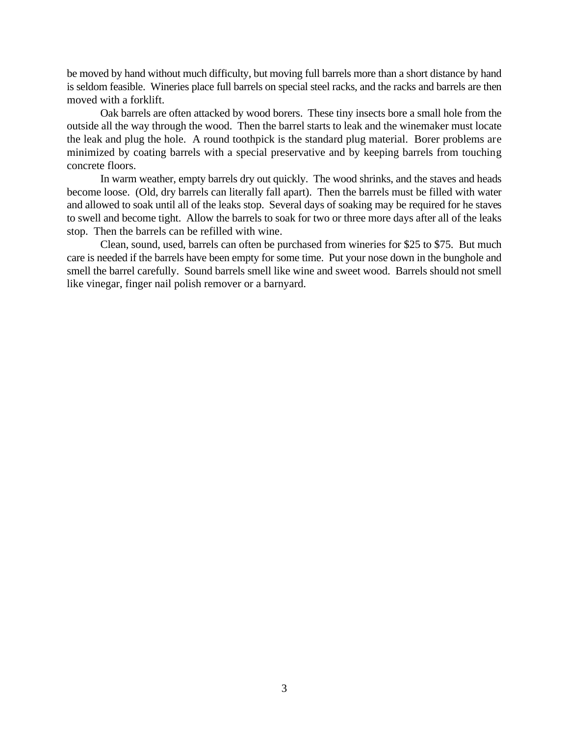be moved by hand without much difficulty, but moving full barrels more than a short distance by hand is seldom feasible. Wineries place full barrels on special steel racks, and the racks and barrels are then moved with a forklift.

Oak barrels are often attacked by wood borers. These tiny insects bore a small hole from the outside all the way through the wood. Then the barrel starts to leak and the winemaker must locate the leak and plug the hole. A round toothpick is the standard plug material. Borer problems are minimized by coating barrels with a special preservative and by keeping barrels from touching concrete floors.

In warm weather, empty barrels dry out quickly. The wood shrinks, and the staves and heads become loose. (Old, dry barrels can literally fall apart). Then the barrels must be filled with water and allowed to soak until all of the leaks stop. Several days of soaking may be required for he staves to swell and become tight. Allow the barrels to soak for two or three more days after all of the leaks stop. Then the barrels can be refilled with wine.

Clean, sound, used, barrels can often be purchased from wineries for $25 to $75. But much care is needed if the barrels have been empty for some time. Put your nose down in the bunghole and smell the barrel carefully. Sound barrels smell like wine and sweet wood. Barrels should not smell like vinegar, finger nail polish remover or a barnyard.